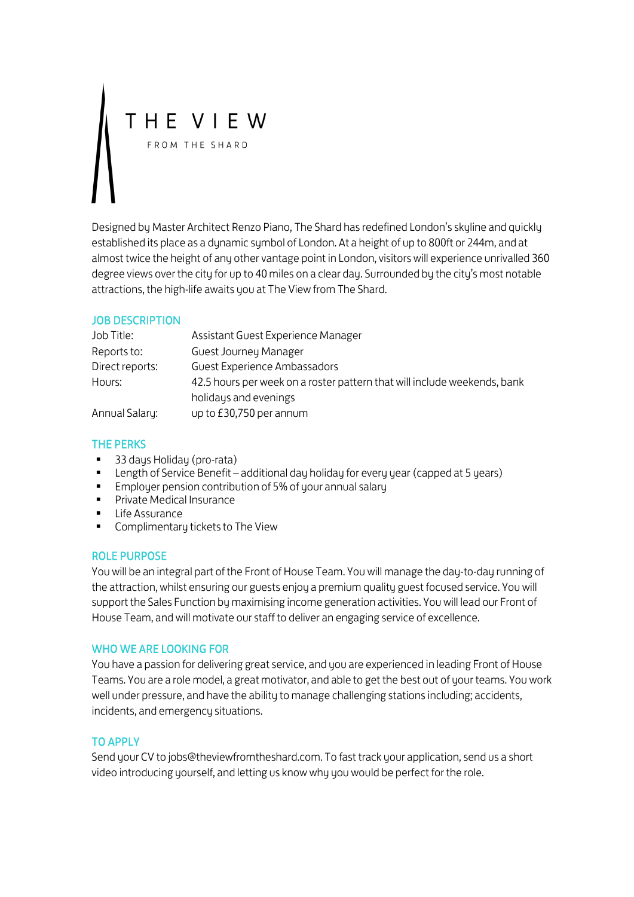# THE VIEW

FROM THE SHARD

Designed by Master Architect Renzo Piano, The Shard has redefined London's skyline and quickly established its place as a dynamic symbol of London. At a height of up to 800ft or 244m, and at almost twice the height of any other vantage point in London, visitors will experience unrivalled 360 degree views over the city for up to 40 miles on a clear day. Surrounded by the city's most notable attractions, the high-life awaits you at The View from The Shard.

## JOB DESCRIPTION

| | |
|---|---|
| Job Title: | Assistant Guest Experience Manager |
| Reports to: | Guest Journey Manager |
| Direct reports: | Guest Experience Ambassadors |
| Hours: | 42.5 hours per week on a roster pattern that will include weekends, bank holidays and evenings |
| Annual Salary: | up to £30,750 per annum |

## THE PERKS

- 33 days Holiday (pro-rata)
- Length of Service Benefit – additional day holiday for every year (capped at 5 years)
- Employer pension contribution of 5% of your annual salary
- Private Medical Insurance
- Life Assurance
- Complimentary tickets to The View

## ROLE PURPOSE

You will be an integral part of the Front of House Team. You will manage the day-to-day running of the attraction, whilst ensuring our guests enjoy a premium quality guest focused service. You will support the Sales Function by maximising income generation activities. You will lead our Front of House Team, and will motivate our staff to deliver an engaging service of excellence.

## WHO WE ARE LOOKING FOR

You have a passion for delivering great service, and you are experienced in leading Front of House Teams. You are a role model, a great motivator, and able to get the best out of your teams. You work well under pressure, and have the ability to manage challenging stations including; accidents, incidents, and emergency situations.

## TO APPLY

Send your CV to jobs@theviewfromtheshard.com. To fast track your application, send us a short video introducing yourself, and letting us know why you would be perfect for the role.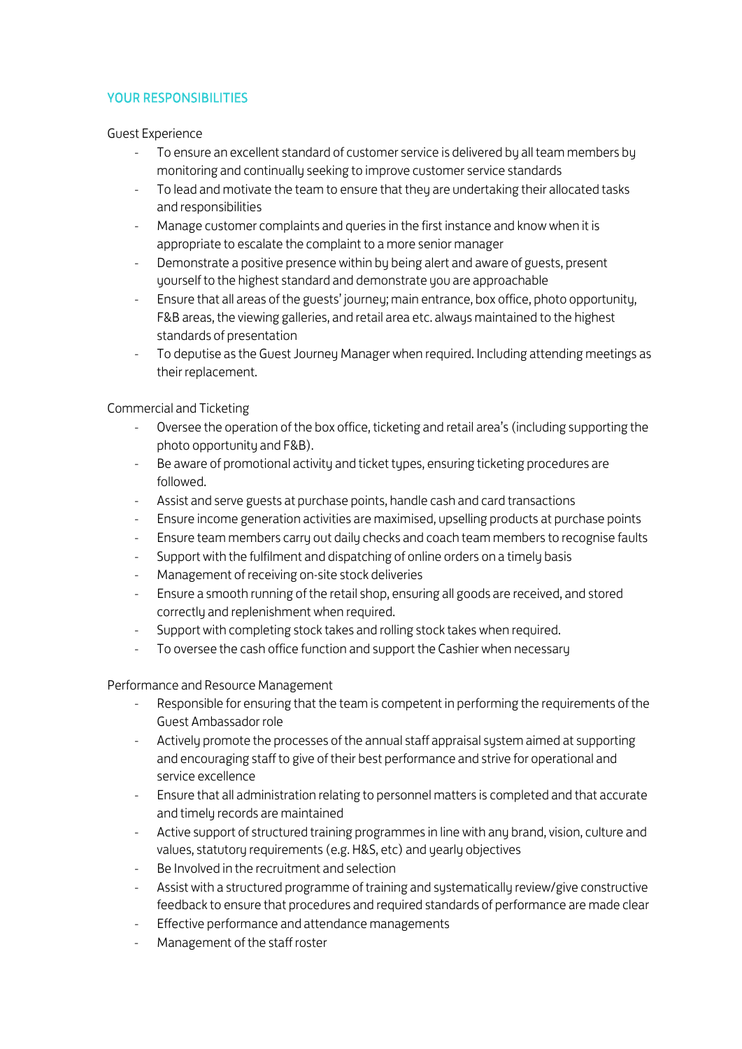## YOUR RESPONSIBILITIES

Guest Experience

- To ensure an excellent standard of customer service is delivered by all team members by monitoring and continually seeking to improve customer service standards
- To lead and motivate the team to ensure that they are undertaking their allocated tasks and responsibilities
- Manage customer complaints and queries in the first instance and know when it is appropriate to escalate the complaint to a more senior manager
- Demonstrate a positive presence within by being alert and aware of guests, present yourself to the highest standard and demonstrate you are approachable
- Ensure that all areas of the guests' journey; main entrance, box office, photo opportunity, F&B areas, the viewing galleries, and retail area etc. always maintained to the highest standards of presentation
- To deputise as the Guest Journey Manager when required. Including attending meetings as their replacement.

Commercial and Ticketing

- Oversee the operation of the box office, ticketing and retail area's (including supporting the photo opportunity and F&B).
- Be aware of promotional activity and ticket types, ensuring ticketing procedures are followed.
- Assist and serve guests at purchase points, handle cash and card transactions
- Ensure income generation activities are maximised, upselling products at purchase points
- Ensure team members carry out daily checks and coach team members to recognise faults
- Support with the fulfilment and dispatching of online orders on a timely basis
- Management of receiving on-site stock deliveries
- Ensure a smooth running of the retail shop, ensuring all goods are received, and stored correctly and replenishment when required.
- Support with completing stock takes and rolling stock takes when required.
- To oversee the cash office function and support the Cashier when necessary

Performance and Resource Management

- Responsible for ensuring that the team is competent in performing the requirements of the Guest Ambassador role
- Actively promote the processes of the annual staff appraisal system aimed at supporting and encouraging staff to give of their best performance and strive for operational and service excellence
- Ensure that all administration relating to personnel matters is completed and that accurate and timely records are maintained
- Active support of structured training programmes in line with any brand, vision, culture and values, statutory requirements (e.g. H&S, etc) and yearly objectives
- Be Involved in the recruitment and selection
- Assist with a structured programme of training and systematically review/give constructive feedback to ensure that procedures and required standards of performance are made clear
- Effective performance and attendance managements
- Management of the staff roster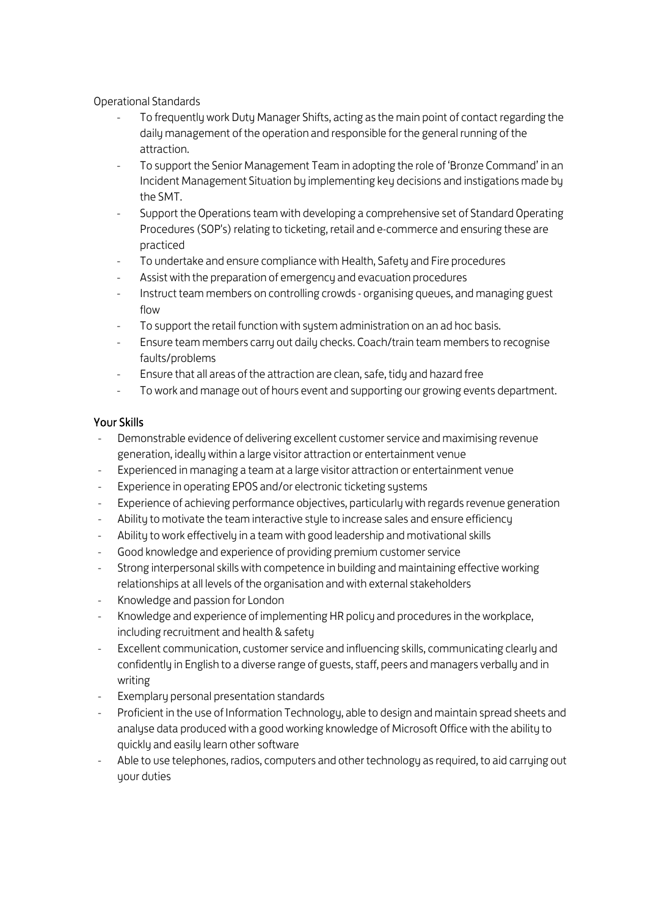Operational Standards

- To frequently work Duty Manager Shifts, acting as the main point of contact regarding the daily management of the operation and responsible for the general running of the attraction.
- To support the Senior Management Team in adopting the role of 'Bronze Command' in an Incident Management Situation by implementing key decisions and instigations made by the SMT.
- Support the Operations team with developing a comprehensive set of Standard Operating Procedures (SOP's) relating to ticketing, retail and e-commerce and ensuring these are practiced
- To undertake and ensure compliance with Health, Safety and Fire procedures
- Assist with the preparation of emergency and evacuation procedures
- Instruct team members on controlling crowds - organising queues, and managing guest flow
- To support the retail function with system administration on an ad hoc basis.
- Ensure team members carry out daily checks. Coach/train team members to recognise faults/problems
- Ensure that all areas of the attraction are clean, safe, tidy and hazard free
- To work and manage out of hours event and supporting our growing events department.

## Your Skills

- Demonstrable evidence of delivering excellent customer service and maximising revenue generation, ideally within a large visitor attraction or entertainment venue
- Experienced in managing a team at a large visitor attraction or entertainment venue
- Experience in operating EPOS and/or electronic ticketing systems
- Experience of achieving performance objectives, particularly with regards revenue generation
- Ability to motivate the team interactive style to increase sales and ensure efficiency
- Ability to work effectively in a team with good leadership and motivational skills
- Good knowledge and experience of providing premium customer service
- Strong interpersonal skills with competence in building and maintaining effective working relationships at all levels of the organisation and with external stakeholders
- Knowledge and passion for London
- Knowledge and experience of implementing HR policy and procedures in the workplace, including recruitment and health & safety
- Excellent communication, customer service and influencing skills, communicating clearly and confidently in English to a diverse range of guests, staff, peers and managers verbally and in writing
- Exemplary personal presentation standards
- Proficient in the use of Information Technology, able to design and maintain spread sheets and analyse data produced with a good working knowledge of Microsoft Office with the ability to quickly and easily learn other software
- Able to use telephones, radios, computers and other technology as required, to aid carrying out your duties